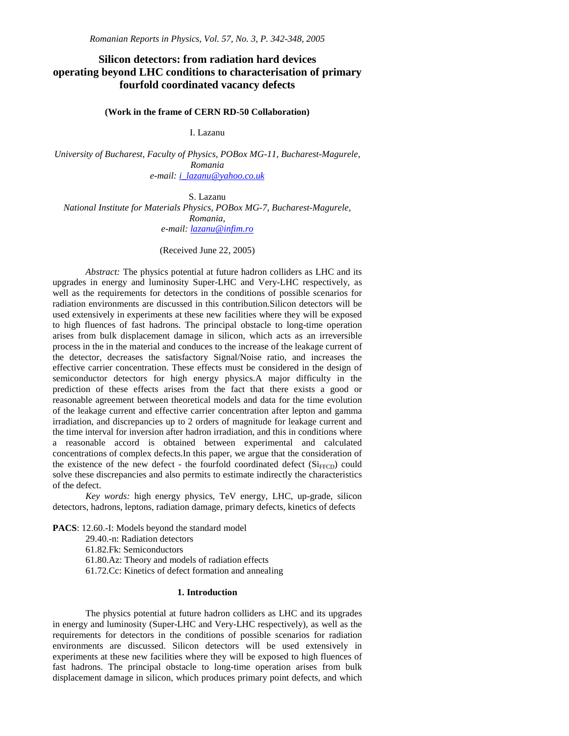# Silicon detectors: from radiation hard devices operating beyond LHC conditions to characterisation of primary fourfold coordinated vacancy defects

**(Work in the frame of CERN RD-50 Collaboration)**

I. Lazanu

*University of Bucharest, Faculty of Physics, POBox MG-11, Bucharest-Magurele, Romania*
*e-mail: i_lazanu@yahoo.co.uk*

S. Lazanu

*National Institute for Materials Physics, POBox MG-7, Bucharest-Magurele, Romania,*
*e-mail: lazanu@infim.ro*

(Received June 22, 2005)

*Abstract:* The physics potential at future hadron colliders as LHC and its upgrades in energy and luminosity Super-LHC and Very-LHC respectively, as well as the requirements for detectors in the conditions of possible scenarios for radiation environments are discussed in this contribution.Silicon detectors will be used extensively in experiments at these new facilities where they will be exposed to high fluences of fast hadrons. The principal obstacle to long-time operation arises from bulk displacement damage in silicon, which acts as an irreversible process in the in the material and conduces to the increase of the leakage current of the detector, decreases the satisfactory Signal/Noise ratio, and increases the effective carrier concentration. These effects must be considered in the design of semiconductor detectors for high energy physics.A major difficulty in the prediction of these effects arises from the fact that there exists a good or reasonable agreement between theoretical models and data for the time evolution of the leakage current and effective carrier concentration after lepton and gamma irradiation, and discrepancies up to 2 orders of magnitude for leakage current and the time interval for inversion after hadron irradiation, and this in conditions where a reasonable accord is obtained between experimental and calculated concentrations of complex defects.In this paper, we argue that the consideration of the existence of the new defect - the fourfold coordinated defect ($Si_{FFCD}$) could solve these discrepancies and also permits to estimate indirectly the characteristics of the defect.

*Key words:* high energy physics, TeV energy, LHC, up-grade, silicon detectors, hadrons, leptons, radiation damage, primary defects, kinetics of defects

**PACS**: 12.60.-I: Models beyond the standard model
29.40.-n: Radiation detectors
61.82.Fk: Semiconductors
61.80.Az: Theory and models of radiation effects
61.72.Cc: Kinetics of defect formation and annealing

## 1. Introduction

The physics potential at future hadron colliders as LHC and its upgrades in energy and luminosity (Super-LHC and Very-LHC respectively), as well as the requirements for detectors in the conditions of possible scenarios for radiation environments are discussed. Silicon detectors will be used extensively in experiments at these new facilities where they will be exposed to high fluences of fast hadrons. The principal obstacle to long-time operation arises from bulk displacement damage in silicon, which produces primary point defects, and which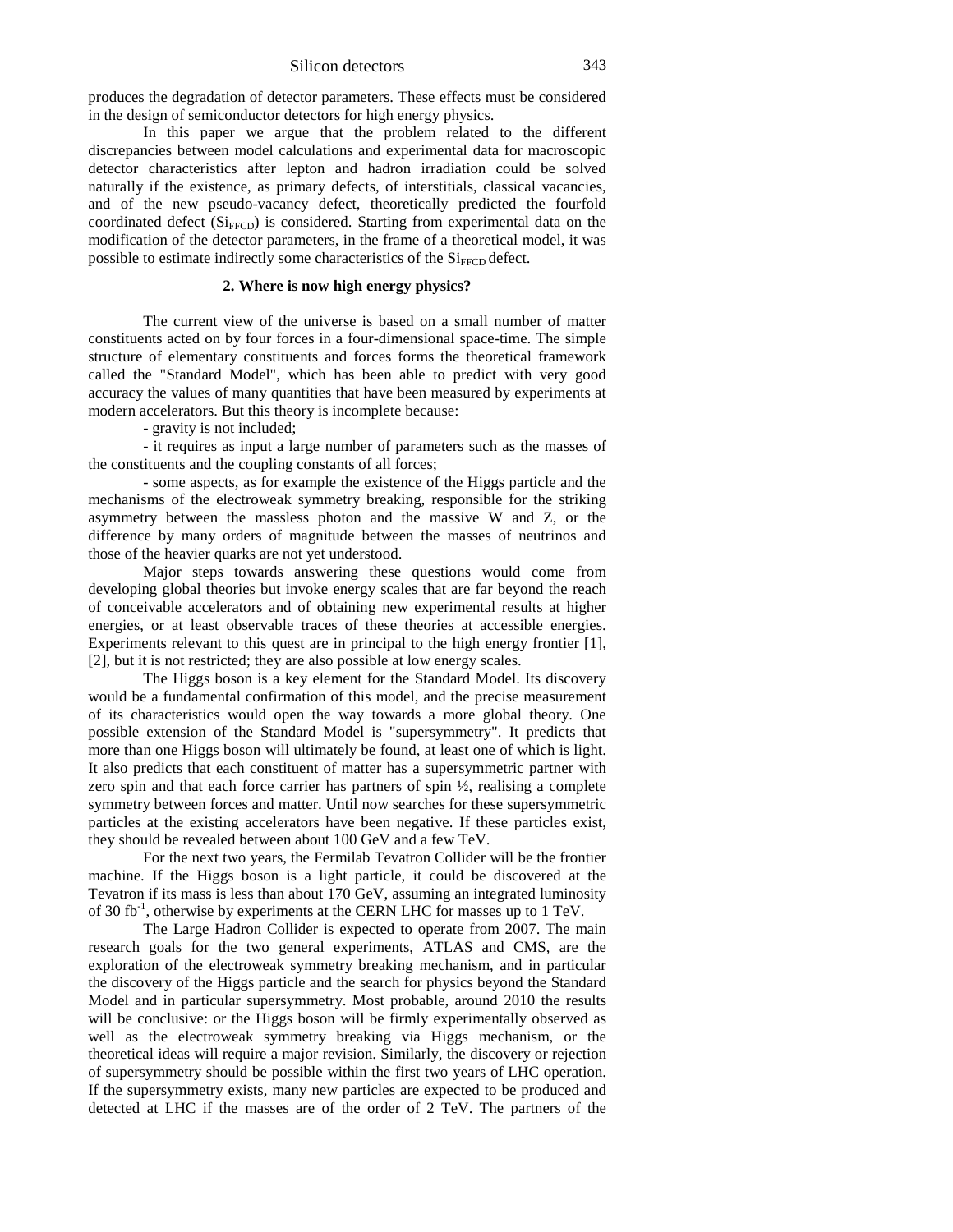produces the degradation of detector parameters. These effects must be considered in the design of semiconductor detectors for high energy physics.

In this paper we argue that the problem related to the different discrepancies between model calculations and experimental data for macroscopic detector characteristics after lepton and hadron irradiation could be solved naturally if the existence, as primary defects, of interstitials, classical vacancies, and of the new pseudo-vacancy defect, theoretically predicted the fourfold coordinated defect ($Si_{FFCD}$) is considered. Starting from experimental data on the modification of the detector parameters, in the frame of a theoretical model, it was possible to estimate indirectly some characteristics of the $Si_{FFCD}$ defect.

## 2. Where is now high energy physics?

The current view of the universe is based on a small number of matter constituents acted on by four forces in a four-dimensional space-time. The simple structure of elementary constituents and forces forms the theoretical framework called the "Standard Model", which has been able to predict with very good accuracy the values of many quantities that have been measured by experiments at modern accelerators. But this theory is incomplete because:

- gravity is not included;

- it requires as input a large number of parameters such as the masses of the constituents and the coupling constants of all forces;

- some aspects, as for example the existence of the Higgs particle and the mechanisms of the electroweak symmetry breaking, responsible for the striking asymmetry between the massless photon and the massive W and Z, or the difference by many orders of magnitude between the masses of neutrinos and those of the heavier quarks are not yet understood.

Major steps towards answering these questions would come from developing global theories but invoke energy scales that are far beyond the reach of conceivable accelerators and of obtaining new experimental results at higher energies, or at least observable traces of these theories at accessible energies. Experiments relevant to this quest are in principal to the high energy frontier [1], [2], but it is not restricted; they are also possible at low energy scales.

The Higgs boson is a key element for the Standard Model. Its discovery would be a fundamental confirmation of this model, and the precise measurement of its characteristics would open the way towards a more global theory. One possible extension of the Standard Model is "supersymmetry". It predicts that more than one Higgs boson will ultimately be found, at least one of which is light. It also predicts that each constituent of matter has a supersymmetric partner with zero spin and that each force carrier has partners of spin ½, realising a complete symmetry between forces and matter. Until now searches for these supersymmetric particles at the existing accelerators have been negative. If these particles exist, they should be revealed between about 100 GeV and a few TeV.

For the next two years, the Fermilab Tevatron Collider will be the frontier machine. If the Higgs boson is a light particle, it could be discovered at the Tevatron if its mass is less than about 170 GeV, assuming an integrated luminosity of 30 $fb^{-1}$, otherwise by experiments at the CERN LHC for masses up to 1 TeV.

The Large Hadron Collider is expected to operate from 2007. The main research goals for the two general experiments, ATLAS and CMS, are the exploration of the electroweak symmetry breaking mechanism, and in particular the discovery of the Higgs particle and the search for physics beyond the Standard Model and in particular supersymmetry. Most probable, around 2010 the results will be conclusive: or the Higgs boson will be firmly experimentally observed as well as the electroweak symmetry breaking via Higgs mechanism, or the theoretical ideas will require a major revision. Similarly, the discovery or rejection of supersymmetry should be possible within the first two years of LHC operation. If the supersymmetry exists, many new particles are expected to be produced and detected at LHC if the masses are of the order of 2 TeV. The partners of the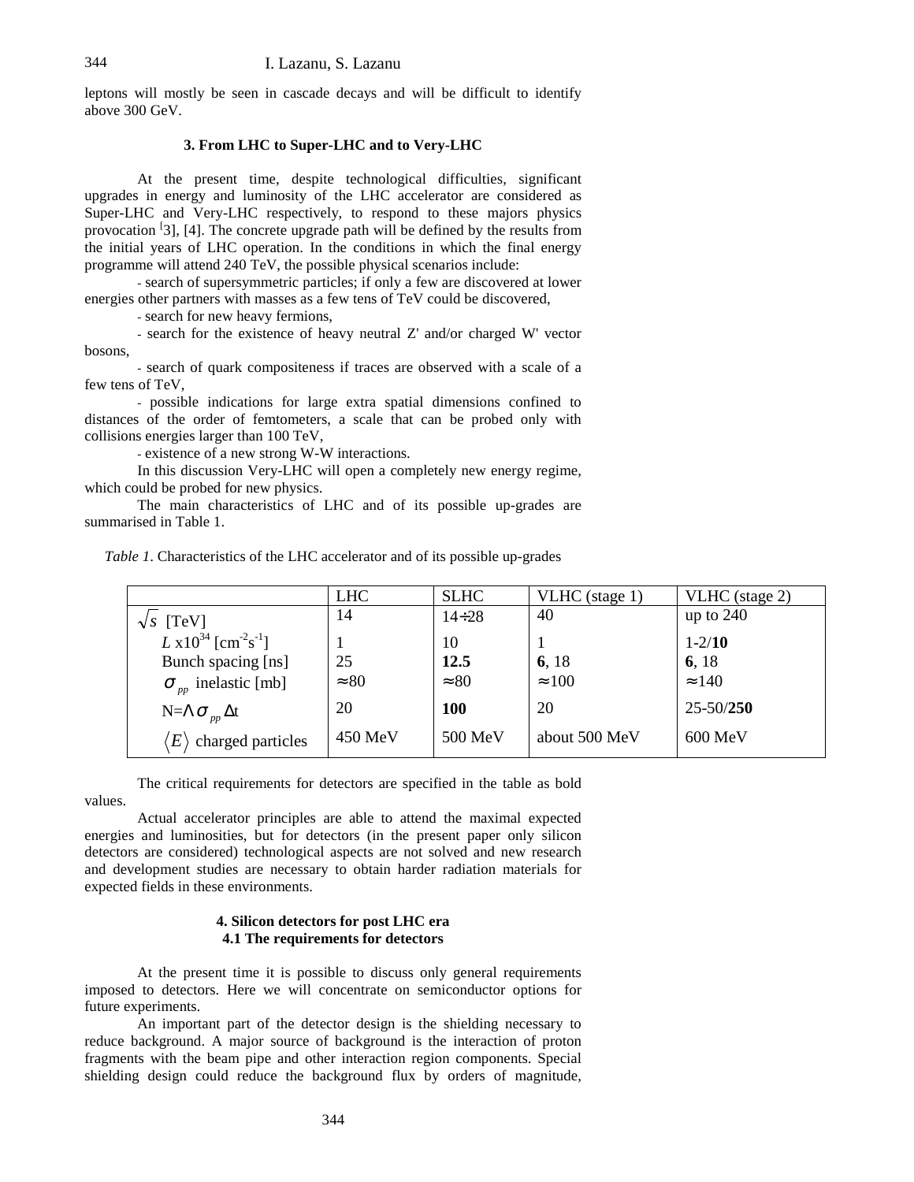leptons will mostly be seen in cascade decays and will be difficult to identify above 300 GeV.

### 3. From LHC to Super-LHC and to Very-LHC

At the present time, despite technological difficulties, significant upgrades in energy and luminosity of the LHC accelerator are considered as Super-LHC and Very-LHC respectively, to respond to these majors physics provocation [3], [4]. The concrete upgrade path will be defined by the results from the initial years of LHC operation. In the conditions in which the final energy programme will attend 240 TeV, the possible physical scenarios include:

- search of supersymmetric particles; if only a few are discovered at lower energies other partners with masses as a few tens of TeV could be discovered,
- search for new heavy fermions,
- search for the existence of heavy neutral Z' and/or charged W' vector bosons,
- search of quark compositeness if traces are observed with a scale of a few tens of TeV,
- possible indications for large extra spatial dimensions confined to distances of the order of femtometers, a scale that can be probed only with collisions energies larger than 100 TeV,
- existence of a new strong W-W interactions.

In this discussion Very-LHC will open a completely new energy regime, which could be probed for new physics.

The main characteristics of LHC and of its possible up-grades are summarised in Table 1.

*Table 1*. Characteristics of the LHC accelerator and of its possible up-grades

| | LHC | SLHC | VLHC (stage 1) | VLHC (stage 2) |
|---|---|---|---|---|
| $\sqrt{s}$ [TeV] | 14 | 14÷28 | 40 | up to 240 |
| $L$ x$10^{34}$ [cm$^{-2}$s$^{-1}$] | 1 | 10 | 1 | 1-2/**10** |
| Bunch spacing [ns] | 25 | **12.5** | **6**, 18 | **6**, 18 |
| $\sigma_{pp}$ inelastic [mb] | ≈80 | ≈80 | ≈100 | ≈140 |
| $N=\Lambda\sigma_{pp}\Delta t$ | 20 | **100** | 20 | 25-50/**250** |
| $\langle E\rangle$ charged particles | 450 MeV | 500 MeV | about 500 MeV | 600 MeV |

The critical requirements for detectors are specified in the table as bold values.

Actual accelerator principles are able to attend the maximal expected energies and luminosities, but for detectors (in the present paper only silicon detectors are considered) technological aspects are not solved and new research and development studies are necessary to obtain harder radiation materials for expected fields in these environments.

### 4. Silicon detectors for post LHC era

#### 4.1 The requirements for detectors

At the present time it is possible to discuss only general requirements imposed to detectors. Here we will concentrate on semiconductor options for future experiments.

An important part of the detector design is the shielding necessary to reduce background. A major source of background is the interaction of proton fragments with the beam pipe and other interaction region components. Special shielding design could reduce the background flux by orders of magnitude,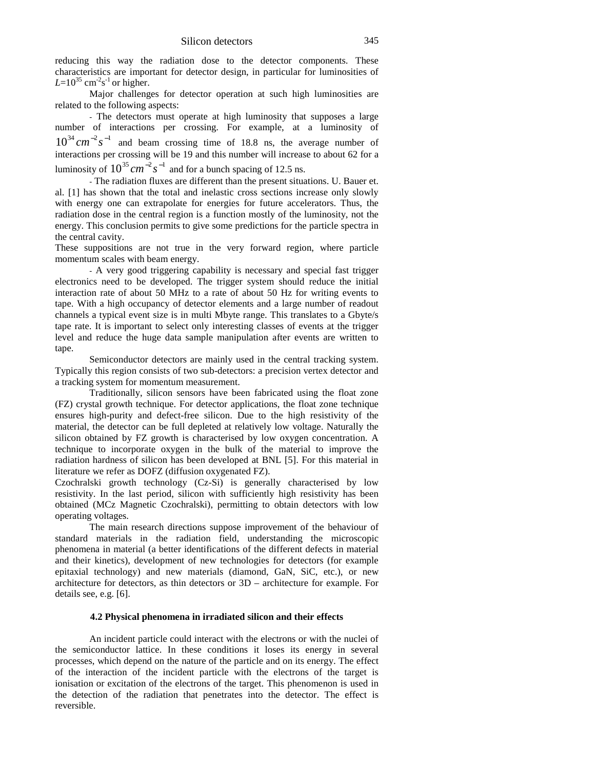reducing this way the radiation dose to the detector components. These characteristics are important for detector design, in particular for luminosities of $L=10^{35}$ cm$^{-2}$s$^{-1}$ or higher.

Major challenges for detector operation at such high luminosities are related to the following aspects:

- The detectors must operate at high luminosity that supposes a large number of interactions per crossing. For example, at a luminosity of $10^{34} cm^{-2} s^{-1}$ and beam crossing time of 18.8 ns, the average number of interactions per crossing will be 19 and this number will increase to about 62 for a luminosity of $10^{35} cm^{-2} s^{-1}$ and for a bunch spacing of 12.5 ns.

- The radiation fluxes are different than the present situations. U. Bauer et. al. [1] has shown that the total and inelastic cross sections increase only slowly with energy one can extrapolate for energies for future accelerators. Thus, the radiation dose in the central region is a function mostly of the luminosity, not the energy. This conclusion permits to give some predictions for the particle spectra in the central cavity.

These suppositions are not true in the very forward region, where particle momentum scales with beam energy.

- A very good triggering capability is necessary and special fast trigger electronics need to be developed. The trigger system should reduce the initial interaction rate of about 50 MHz to a rate of about 50 Hz for writing events to tape. With a high occupancy of detector elements and a large number of readout channels a typical event size is in multi Mbyte range. This translates to a Gbyte/s tape rate. It is important to select only interesting classes of events at the trigger level and reduce the huge data sample manipulation after events are written to tape.

Semiconductor detectors are mainly used in the central tracking system. Typically this region consists of two sub-detectors: a precision vertex detector and a tracking system for momentum measurement.

Traditionally, silicon sensors have been fabricated using the float zone (FZ) crystal growth technique. For detector applications, the float zone technique ensures high-purity and defect-free silicon. Due to the high resistivity of the material, the detector can be full depleted at relatively low voltage. Naturally the silicon obtained by FZ growth is characterised by low oxygen concentration. A technique to incorporate oxygen in the bulk of the material to improve the radiation hardness of silicon has been developed at BNL [5]. For this material in literature we refer as DOFZ (diffusion oxygenated FZ).

Czochralski growth technology (Cz-Si) is generally characterised by low resistivity. In the last period, silicon with sufficiently high resistivity has been obtained (MCz Magnetic Czochralski), permitting to obtain detectors with low operating voltages.

The main research directions suppose improvement of the behaviour of standard materials in the radiation field, understanding the microscopic phenomena in material (a better identifications of the different defects in material and their kinetics), development of new technologies for detectors (for example epitaxial technology) and new materials (diamond, GaN, SiC, etc.), or new architecture for detectors, as thin detectors or 3D – architecture for example. For details see, e.g. [6].

### 4.2 Physical phenomena in irradiated silicon and their effects

An incident particle could interact with the electrons or with the nuclei of the semiconductor lattice. In these conditions it loses its energy in several processes, which depend on the nature of the particle and on its energy. The effect of the interaction of the incident particle with the electrons of the target is ionisation or excitation of the electrons of the target. This phenomenon is used in the detection of the radiation that penetrates into the detector. The effect is reversible.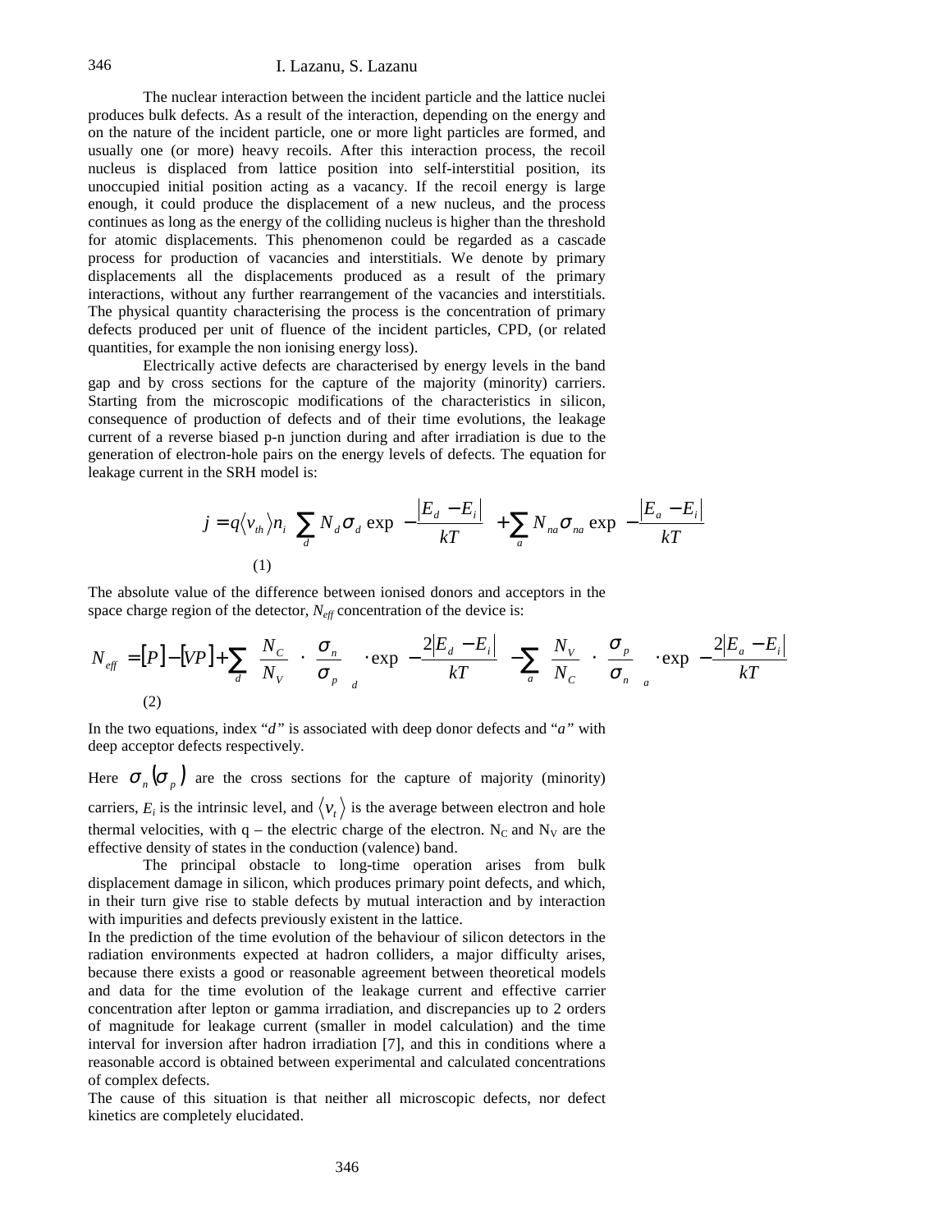The nuclear interaction between the incident particle and the lattice nuclei produces bulk defects. As a result of the interaction, depending on the energy and on the nature of the incident particle, one or more light particles are formed, and usually one (or more) heavy recoils. After this interaction process, the recoil nucleus is displaced from lattice position into self-interstitial position, its unoccupied initial position acting as a vacancy. If the recoil energy is large enough, it could produce the displacement of a new nucleus, and the process continues as long as the energy of the colliding nucleus is higher than the threshold for atomic displacements. This phenomenon could be regarded as a cascade process for production of vacancies and interstitials. We denote by primary displacements all the displacements produced as a result of the primary interactions, without any further rearrangement of the vacancies and interstitials. The physical quantity characterising the process is the concentration of primary defects produced per unit of fluence of the incident particles, CPD, (or related quantities, for example the non ionising energy loss).

Electrically active defects are characterised by energy levels in the band gap and by cross sections for the capture of the majority (minority) carriers. Starting from the microscopic modifications of the characteristics in silicon, consequence of production of defects and of their time evolutions, the leakage current of a reverse biased p-n junction during and after irradiation is due to the generation of electron-hole pairs on the energy levels of defects. The equation for leakage current in the SRH model is:

$$j = q\langle v_{th}\rangle n_i \left[ \sum_d N_d \sigma_d \exp\left(-\frac{|E_d - E_i|}{kT}\right) + \sum_a N_{na}\sigma_{na} \exp\left(-\frac{|E_a - E_i|}{kT}\right)\right] \quad (1)$$

The absolute value of the difference between ionised donors and acceptors in the space charge region of the detector, $N_{eff}$ concentration of the device is:

$$N_{eff} = [P] - [VP] + \sum_d \left(\frac{N_C}{N_V}\cdot\frac{\sigma_n}{\sigma_p}\right)_d \cdot \exp\left(-\frac{2|E_d - E_i|}{kT}\right) - \sum_a \left(\frac{N_V}{N_C}\cdot\frac{\sigma_p}{\sigma_n}\right)_a \cdot \exp\left(-\frac{2|E_a - E_i|}{kT}\right) \quad (2)$$

In the two equations, index "*d*" is associated with deep donor defects and "*a*" with deep acceptor defects respectively.

Here $\sigma_n(\sigma_p)$ are the cross sections for the capture of majority (minority) carriers, $E_i$ is the intrinsic level, and $\langle v_t\rangle$ is the average between electron and hole thermal velocities, with q – the electric charge of the electron. $N_C$ and $N_V$ are the effective density of states in the conduction (valence) band.

The principal obstacle to long-time operation arises from bulk displacement damage in silicon, which produces primary point defects, and which, in their turn give rise to stable defects by mutual interaction and by interaction with impurities and defects previously existent in the lattice.

In the prediction of the time evolution of the behaviour of silicon detectors in the radiation environments expected at hadron colliders, a major difficulty arises, because there exists a good or reasonable agreement between theoretical models and data for the time evolution of the leakage current and effective carrier concentration after lepton or gamma irradiation, and discrepancies up to 2 orders of magnitude for leakage current (smaller in model calculation) and the time interval for inversion after hadron irradiation [7], and this in conditions where a reasonable accord is obtained between experimental and calculated concentrations of complex defects.

The cause of this situation is that neither all microscopic defects, nor defect kinetics are completely elucidated.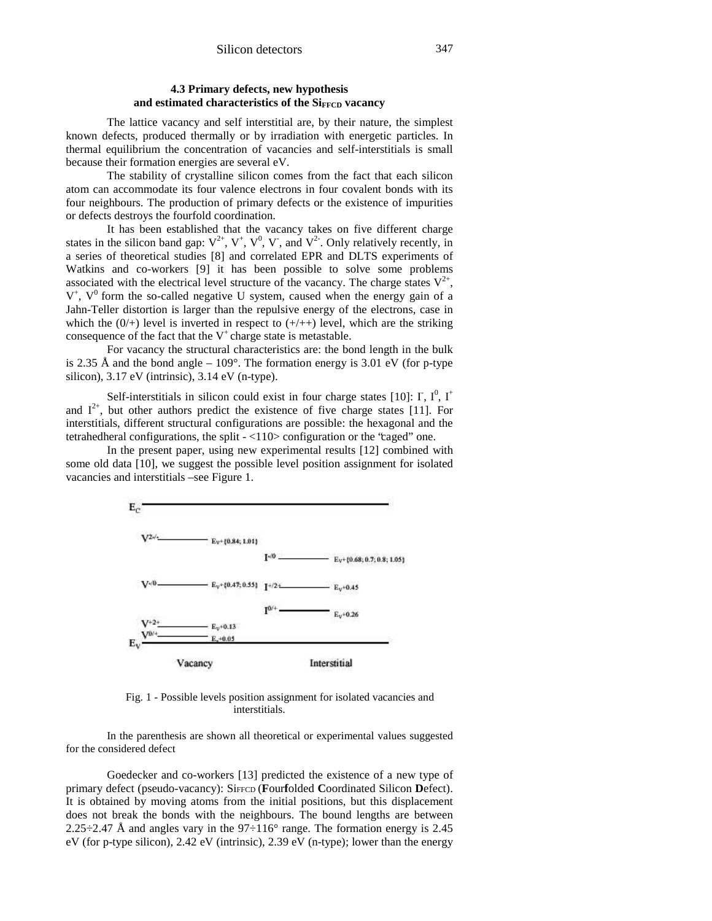### 4.3 Primary defects, new hypothesis and estimated characteristics of the $Si_{FFCD}$ vacancy

The lattice vacancy and self interstitial are, by their nature, the simplest known defects, produced thermally or by irradiation with energetic particles. In thermal equilibrium the concentration of vacancies and self-interstitials is small because their formation energies are several eV.

The stability of crystalline silicon comes from the fact that each silicon atom can accommodate its four valence electrons in four covalent bonds with its four neighbours. The production of primary defects or the existence of impurities or defects destroys the fourfold coordination.

It has been established that the vacancy takes on five different charge states in the silicon band gap: $V^{2+}$, $V^{+}$, $V^{0}$, $V^{-}$, and $V^{2-}$. Only relatively recently, in a series of theoretical studies [8] and correlated EPR and DLTS experiments of Watkins and co-workers [9] it has been possible to solve some problems associated with the electrical level structure of the vacancy. The charge states $V^{2+}$, $V^{+}$, $V^{0}$ form the so-called negative U system, caused when the energy gain of a Jahn-Teller distortion is larger than the repulsive energy of the electrons, case in which the (0/+) level is inverted in respect to (+/++) level, which are the striking consequence of the fact that the $V^{+}$ charge state is metastable.

For vacancy the structural characteristics are: the bond length in the bulk is 2.35 Å and the bond angle – 109°. The formation energy is 3.01 eV (for p-type silicon), 3.17 eV (intrinsic), 3.14 eV (n-type).

Self-interstitials in silicon could exist in four charge states [10]: $I^{-}$, $I^{0}$, $I^{+}$ and $I^{2+}$, but other authors predict the existence of five charge states [11]. For interstitials, different structural configurations are possible: the hexagonal and the tetrahedheral configurations, the split - <110> configuration or the "caged" one.

In the present paper, using new experimental results [12] combined with some old data [10], we suggest the possible level position assignment for isolated vacancies and interstitials –see Figure 1.

| Vacancy | Level | Interstitial | Level |
|---|---|---|---|
| $V^{2-/-}$ | $E_V$+{0.84; 1.01} | $I^{-/0}$ | $E_V$+{0.68; 0.7; 0.8; 1.05} |
| $V^{-/0}$ | $E_V$+{0.47; 0.55} | $I^{+/2+}$ | $E_V$+0.45 |
| $V^{+2+}$ | $E_V$+0.13 | $I^{0/+}$ | $E_V$+0.26 |
| $V^{0/+}$ | $E_V$+0.05 | | |

Fig. 1 - Possible levels position assignment for isolated vacancies and interstitials.

In the parenthesis are shown all theoretical or experimental values suggested for the considered defect

Goedecker and co-workers [13] predicted the existence of a new type of primary defect (pseudo-vacancy): $Si_{FFCD}$ (**F**our**f**olded **C**oordinated Silicon **D**efect). It is obtained by moving atoms from the initial positions, but this displacement does not break the bonds with the neighbours. The bound lengths are between 2.25÷2.47 Å and angles vary in the 97÷116° range. The formation energy is 2.45 eV (for p-type silicon), 2.42 eV (intrinsic), 2.39 eV (n-type); lower than the energy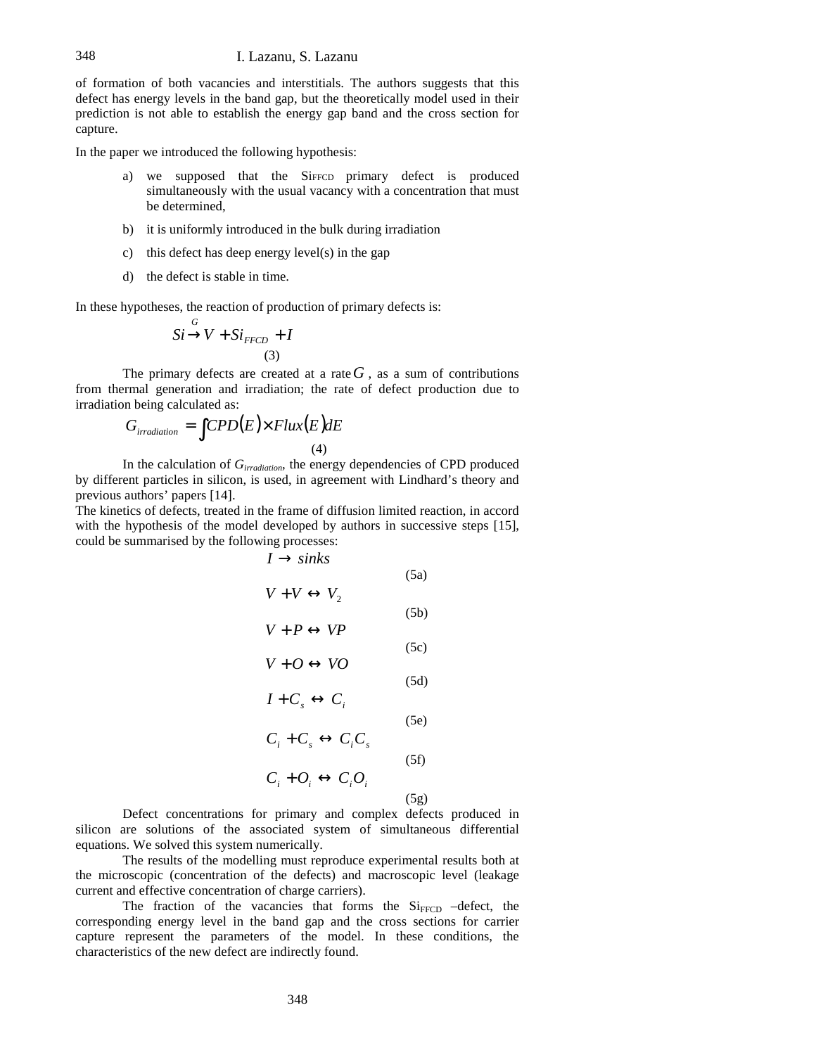of formation of both vacancies and interstitials. The authors suggests that this defect has energy levels in the band gap, but the theoretically model used in their prediction is not able to establish the energy gap band and the cross section for capture.

In the paper we introduced the following hypothesis:

a) we supposed that the $Si_{FFCD}$ primary defect is produced simultaneously with the usual vacancy with a concentration that must be determined,

b) it is uniformly introduced in the bulk during irradiation

c) this defect has deep energy level(s) in the gap

d) the defect is stable in time.

In these hypotheses, the reaction of production of primary defects is:

$$Si \xrightarrow{G} V + Si_{FFCD} + I \tag{3}$$

The primary defects are created at a rate $G$, as a sum of contributions from thermal generation and irradiation; the rate of defect production due to irradiation being calculated as:

$$G_{irradiation} = \int CPD(E) \times Flux(E) dE \tag{4}$$

In the calculation of $G_{irradiation}$, the energy dependencies of CPD produced by different particles in silicon, is used, in agreement with Lindhard's theory and previous authors' papers [14].

The kinetics of defects, treated in the frame of diffusion limited reaction, in accord with the hypothesis of the model developed by authors in successive steps [15], could be summarised by the following processes:

$$I \rightarrow sinks \tag{5a}$$

$$V + V \leftrightarrow V_2 \tag{5b}$$

$$V + P \leftrightarrow VP \tag{5c}$$

$$V + O \leftrightarrow VO \tag{5d}$$

$$I + C_s \leftrightarrow C_i \tag{5e}$$

$$C_i + C_s \leftrightarrow C_i C_s \tag{5f}$$

$$C_i + O_i \leftrightarrow C_i O_i \tag{5g}$$

Defect concentrations for primary and complex defects produced in silicon are solutions of the associated system of simultaneous differential equations. We solved this system numerically.

The results of the modelling must reproduce experimental results both at the microscopic (concentration of the defects) and macroscopic level (leakage current and effective concentration of charge carriers).

The fraction of the vacancies that forms the $Si_{FFCD}$ –defect, the corresponding energy level in the band gap and the cross sections for carrier capture represent the parameters of the model. In these conditions, the characteristics of the new defect are indirectly found.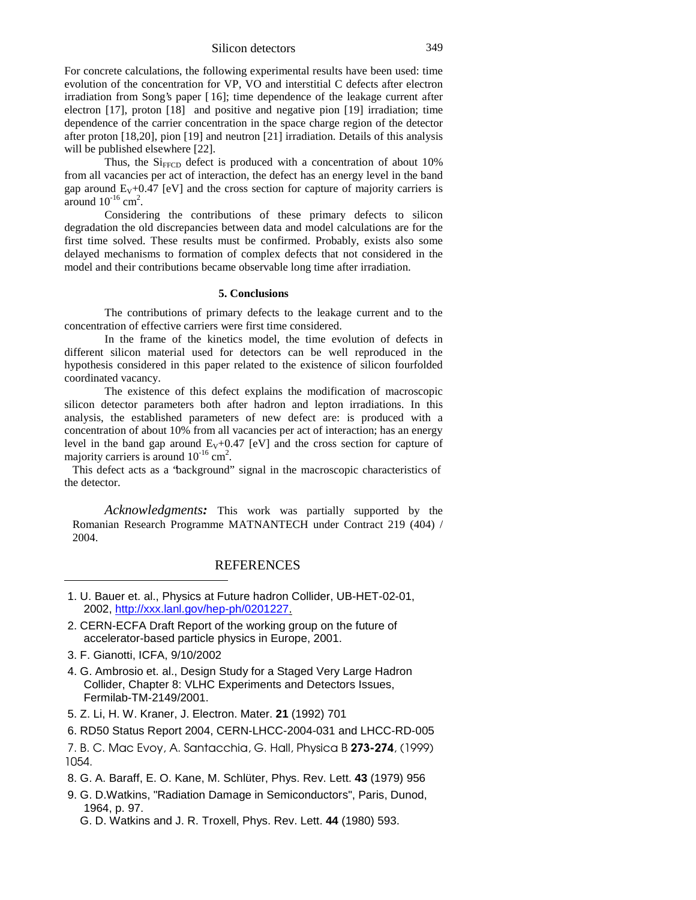For concrete calculations, the following experimental results have been used: time evolution of the concentration for VP, VO and interstitial C defects after electron irradiation from Song's paper [16]; time dependence of the leakage current after electron [17], proton [18] and positive and negative pion [19] irradiation; time dependence of the carrier concentration in the space charge region of the detector after proton [18,20], pion [19] and neutron [21] irradiation. Details of this analysis will be published elsewhere [22].

Thus, the $Si_{FFCD}$ defect is produced with a concentration of about 10% from all vacancies per act of interaction, the defect has an energy level in the band gap around $E_V$+0.47 [eV] and the cross section for capture of majority carriers is around $10^{-16}$ cm$^2$.

Considering the contributions of these primary defects to silicon degradation the old discrepancies between data and model calculations are for the first time solved. These results must be confirmed. Probably, exists also some delayed mechanisms to formation of complex defects that not considered in the model and their contributions became observable long time after irradiation.

## 5. Conclusions

The contributions of primary defects to the leakage current and to the concentration of effective carriers were first time considered.

In the frame of the kinetics model, the time evolution of defects in different silicon material used for detectors can be well reproduced in the hypothesis considered in this paper related to the existence of silicon fourfolded coordinated vacancy.

The existence of this defect explains the modification of macroscopic silicon detector parameters both after hadron and lepton irradiations. In this analysis, the established parameters of new defect are: is produced with a concentration of about 10% from all vacancies per act of interaction; has an energy level in the band gap around $E_V$+0.47 [eV] and the cross section for capture of majority carriers is around $10^{-16}$ cm$^2$.

This defect acts as a "background" signal in the macroscopic characteristics of the detector.

*Acknowledgments:* This work was partially supported by the Romanian Research Programme MATNANTECH under Contract 219 (404) / 2004.

## REFERENCES

1. U. Bauer et. al., Physics at Future hadron Collider, UB-HET-02-01, 2002, http://xxx.lanl.gov/hep-ph/0201227.
2. CERN-ECFA Draft Report of the working group on the future of accelerator-based particle physics in Europe, 2001.
3. F. Gianotti, ICFA, 9/10/2002
4. G. Ambrosio et. al., Design Study for a Staged Very Large Hadron Collider, Chapter 8: VLHC Experiments and Detectors Issues, Fermilab-TM-2149/2001.
5. Z. Li, H. W. Kraner, J. Electron. Mater. **21** (1992) 701
6. RD50 Status Report 2004, CERN-LHCC-2004-031 and LHCC-RD-005
7. B. C. Mac Evoy, A. Santacchia, G. Hall, Physica B **273-274**, (1999) 1054.
8. G. A. Baraff, E. O. Kane, M. Schlüter, Phys. Rev. Lett. **43** (1979) 956
9. G. D.Watkins, "Radiation Damage in Semiconductors", Paris, Dunod, 1964, p. 97.
   G. D. Watkins and J. R. Troxell, Phys. Rev. Lett. **44** (1980) 593.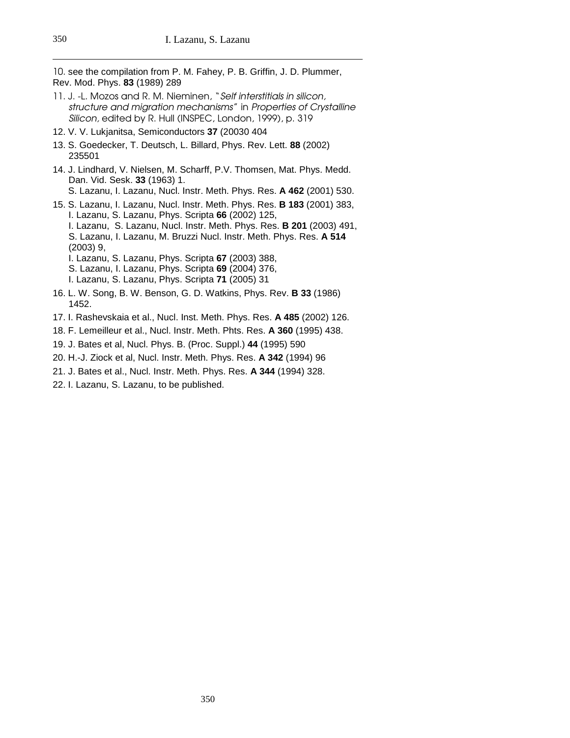10. see the compilation from P. M. Fahey, P. B. Griffin, J. D. Plummer, Rev. Mod. Phys. **83** (1989) 289

11. J. -L. Mozos and R. M. Nieminen, "*Self interstitials in silicon, structure and migration mechanisms*" in *Properties of Crystalline Silicon,* edited by R. Hull (INSPEC, London, 1999), p. 319

12. V. V. Lukjanitsa, Semiconductors **37** (20030 404

13. S. Goedecker, T. Deutsch, L. Billard, Phys. Rev. Lett. **88** (2002) 235501

14. J. Lindhard, V. Nielsen, M. Scharff, P.V. Thomsen, Mat. Phys. Medd. Dan. Vid. Sesk. **33** (1963) 1.
    S. Lazanu, I. Lazanu, Nucl. Instr. Meth. Phys. Res. **A 462** (2001) 530.

15. S. Lazanu, I. Lazanu, Nucl. Instr. Meth. Phys. Res. **B 183** (2001) 383,
    I. Lazanu, S. Lazanu, Phys. Scripta **66** (2002) 125,
    I. Lazanu, S. Lazanu, Nucl. Instr. Meth. Phys. Res. **B 201** (2003) 491,
    S. Lazanu, I. Lazanu, M. Bruzzi Nucl. Instr. Meth. Phys. Res. **A 514** (2003) 9,
    I. Lazanu, S. Lazanu, Phys. Scripta **67** (2003) 388,
    S. Lazanu, I. Lazanu, Phys. Scripta **69** (2004) 376,
    I. Lazanu, S. Lazanu, Phys. Scripta **71** (2005) 31

16. L. W. Song, B. W. Benson, G. D. Watkins, Phys. Rev. **B 33** (1986) 1452.

17. I. Rashevskaia et al., Nucl. Inst. Meth. Phys. Res. **A 485** (2002) 126.

18. F. Lemeilleur et al., Nucl. Instr. Meth. Phts. Res. **A 360** (1995) 438.

19. J. Bates et al, Nucl. Phys. B. (Proc. Suppl.) **44** (1995) 590

20. H.-J. Ziock et al, Nucl. Instr. Meth. Phys. Res. **A 342** (1994) 96

21. J. Bates et al., Nucl. Instr. Meth. Phys. Res. **A 344** (1994) 328.

22. I. Lazanu, S. Lazanu, to be published.